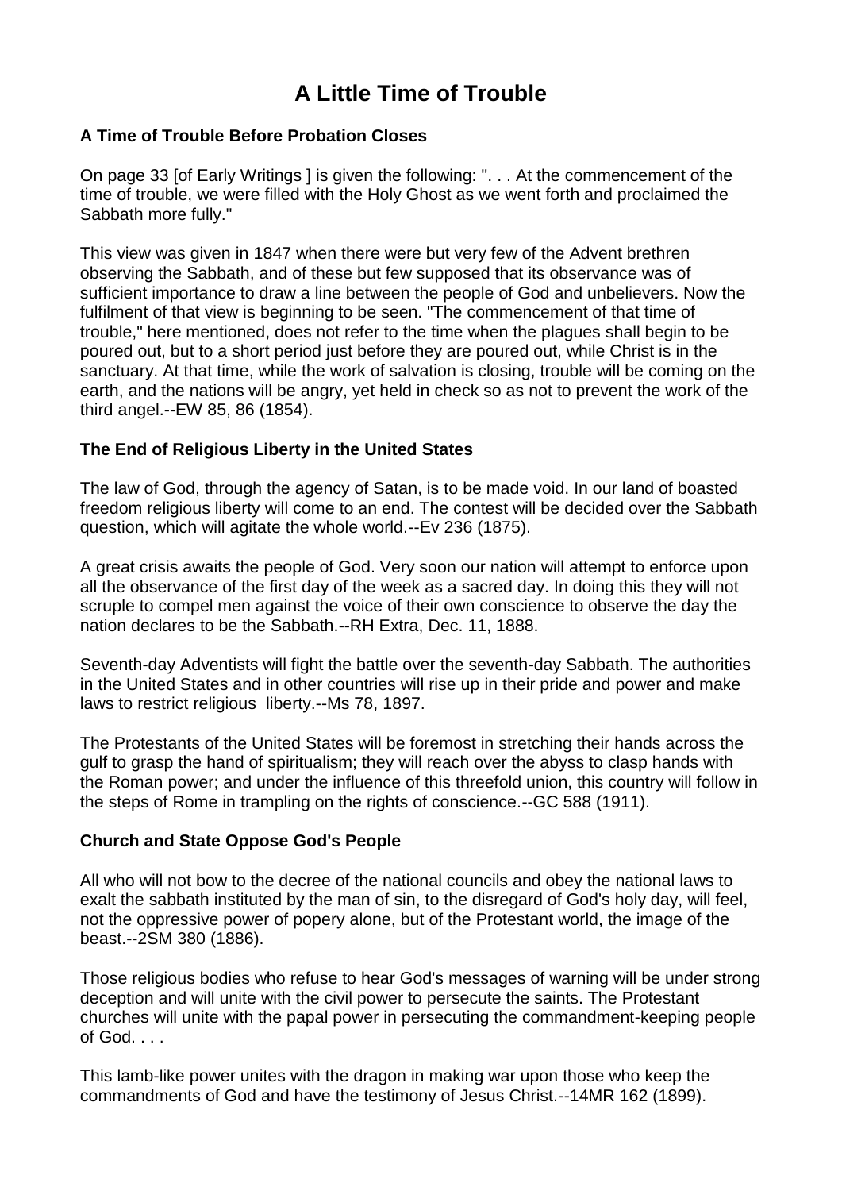# A Little Time of Trouble

### A Time of Trouble Before Probation Closes

On page 33 [of Early Writings ] is given the following: ". . . At the commencement of the time of trouble, we were filled with the Holy Ghost as we went forth and proclaimed the Sabbath more fully."

This view was given in 1847 when there were but very few of the Advent brethren observing the Sabbath, and of these but few supposed that its observance was of sufficient importance to draw a line between the people of God and unbelievers. Now the fulfilment of that view is beginning to be seen. "The commencement of that time of trouble," here mentioned, does not refer to the time when the plagues shall begin to be poured out, but to a short period just before they are poured out, while Christ is in the sanctuary. At that time, while the work of salvation is closing, trouble will be coming on the earth, and the nations will be angry, yet held in check so as not to prevent the work of the third angel.--EW 85, 86 (1854).

### The End of Religious Liberty in the United States

The law of God, through the agency of Satan, is to be made void. In our land of boasted freedom religious liberty will come to an end. The contest will be decided over the Sabbath question, which will agitate the whole world.--Ev 236 (1875).

A great crisis awaits the people of God. Very soon our nation will attempt to enforce upon all the observance of the first day of the week as a sacred day. In doing this they will not scruple to compel men against the voice of their own conscience to observe the day the nation declares to be the Sabbath.--RH Extra, Dec. 11, 1888.

Seventh-day Adventists will fight the battle over the seventh-day Sabbath. The authorities in the United States and in other countries will rise up in their pride and power and make laws to restrict religious liberty.--Ms 78, 1897.

The Protestants of the United States will be foremost in stretching their hands across the gulf to grasp the hand of spiritualism; they will reach over the abyss to clasp hands with the Roman power; and under the influence of this threefold union, this country will follow in the steps of Rome in trampling on the rights of conscience.--GC 588 (1911).

### Church and State Oppose God's People

All who will not bow to the decree of the national councils and obey the national laws to exalt the sabbath instituted by the man of sin, to the disregard of God's holy day, will feel, not the oppressive power of popery alone, but of the Protestant world, the image of the beast.--2SM 380 (1886).

Those religious bodies who refuse to hear God's messages of warning will be under strong deception and will unite with the civil power to persecute the saints. The Protestant churches will unite with the papal power in persecuting the commandment-keeping people of God. . . .

This lamb-like power unites with the dragon in making war upon those who keep the commandments of God and have the testimony of Jesus Christ.--14MR 162 (1899).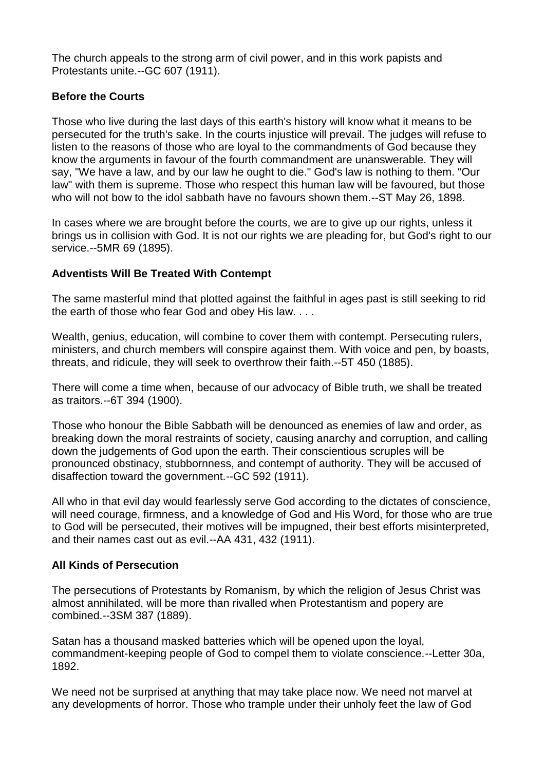The church appeals to the strong arm of civil power, and in this work papists and Protestants unite.--GC 607 (1911).

### Before the Courts

Those who live during the last days of this earth's history will know what it means to be persecuted for the truth's sake. In the courts injustice will prevail. The judges will refuse to listen to the reasons of those who are loyal to the commandments of God because they know the arguments in favour of the fourth commandment are unanswerable. They will say, "We have a law, and by our law he ought to die." God's law is nothing to them. "Our law" with them is supreme. Those who respect this human law will be favoured, but those who will not bow to the idol sabbath have no favours shown them.--ST May 26, 1898.

In cases where we are brought before the courts, we are to give up our rights, unless it brings us in collision with God. It is not our rights we are pleading for, but God's right to our service.--5MR 69 (1895).

### Adventists Will Be Treated With Contempt

The same masterful mind that plotted against the faithful in ages past is still seeking to rid the earth of those who fear God and obey His law. . . .

Wealth, genius, education, will combine to cover them with contempt. Persecuting rulers, ministers, and church members will conspire against them. With voice and pen, by boasts, threats, and ridicule, they will seek to overthrow their faith.--5T 450 (1885).

There will come a time when, because of our advocacy of Bible truth, we shall be treated as traitors.--6T 394 (1900).

Those who honour the Bible Sabbath will be denounced as enemies of law and order, as breaking down the moral restraints of society, causing anarchy and corruption, and calling down the judgements of God upon the earth. Their conscientious scruples will be pronounced obstinacy, stubbornness, and contempt of authority. They will be accused of disaffection toward the government.--GC 592 (1911).

All who in that evil day would fearlessly serve God according to the dictates of conscience, will need courage, firmness, and a knowledge of God and His Word, for those who are true to God will be persecuted, their motives will be impugned, their best efforts misinterpreted, and their names cast out as evil.--AA 431, 432 (1911).

### All Kinds of Persecution

The persecutions of Protestants by Romanism, by which the religion of Jesus Christ was almost annihilated, will be more than rivalled when Protestantism and popery are combined.--3SM 387 (1889).

Satan has a thousand masked batteries which will be opened upon the loyal, commandment-keeping people of God to compel them to violate conscience.--Letter 30a, 1892.

We need not be surprised at anything that may take place now. We need not marvel at any developments of horror. Those who trample under their unholy feet the law of God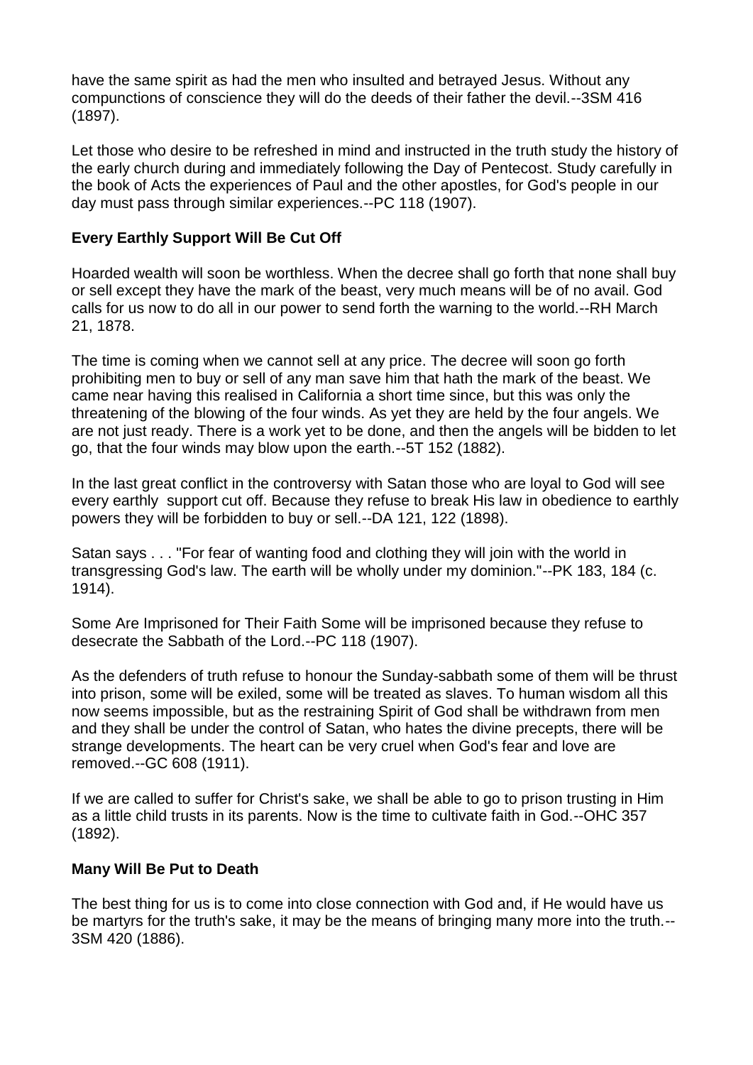have the same spirit as had the men who insulted and betrayed Jesus. Without any compunctions of conscience they will do the deeds of their father the devil.--3SM 416 (1897).

Let those who desire to be refreshed in mind and instructed in the truth study the history of the early church during and immediately following the Day of Pentecost. Study carefully in the book of Acts the experiences of Paul and the other apostles, for God's people in our day must pass through similar experiences.--PC 118 (1907).

**Every Earthly Support Will Be Cut Off**

Hoarded wealth will soon be worthless. When the decree shall go forth that none shall buy or sell except they have the mark of the beast, very much means will be of no avail. God calls for us now to do all in our power to send forth the warning to the world.--RH March 21, 1878.

The time is coming when we cannot sell at any price. The decree will soon go forth prohibiting men to buy or sell of any man save him that hath the mark of the beast. We came near having this realised in California a short time since, but this was only the threatening of the blowing of the four winds. As yet they are held by the four angels. We are not just ready. There is a work yet to be done, and then the angels will be bidden to let go, that the four winds may blow upon the earth.--5T 152 (1882).

In the last great conflict in the controversy with Satan those who are loyal to God will see every earthly support cut off. Because they refuse to break His law in obedience to earthly powers they will be forbidden to buy or sell.--DA 121, 122 (1898).

Satan says . . . "For fear of wanting food and clothing they will join with the world in transgressing God's law. The earth will be wholly under my dominion."--PK 183, 184 (c. 1914).

Some Are Imprisoned for Their Faith Some will be imprisoned because they refuse to desecrate the Sabbath of the Lord.--PC 118 (1907).

As the defenders of truth refuse to honour the Sunday-sabbath some of them will be thrust into prison, some will be exiled, some will be treated as slaves. To human wisdom all this now seems impossible, but as the restraining Spirit of God shall be withdrawn from men and they shall be under the control of Satan, who hates the divine precepts, there will be strange developments. The heart can be very cruel when God's fear and love are removed.--GC 608 (1911).

If we are called to suffer for Christ's sake, we shall be able to go to prison trusting in Him as a little child trusts in its parents. Now is the time to cultivate faith in God.--OHC 357 (1892).

**Many Will Be Put to Death**

The best thing for us is to come into close connection with God and, if He would have us be martyrs for the truth's sake, it may be the means of bringing many more into the truth.--3SM 420 (1886).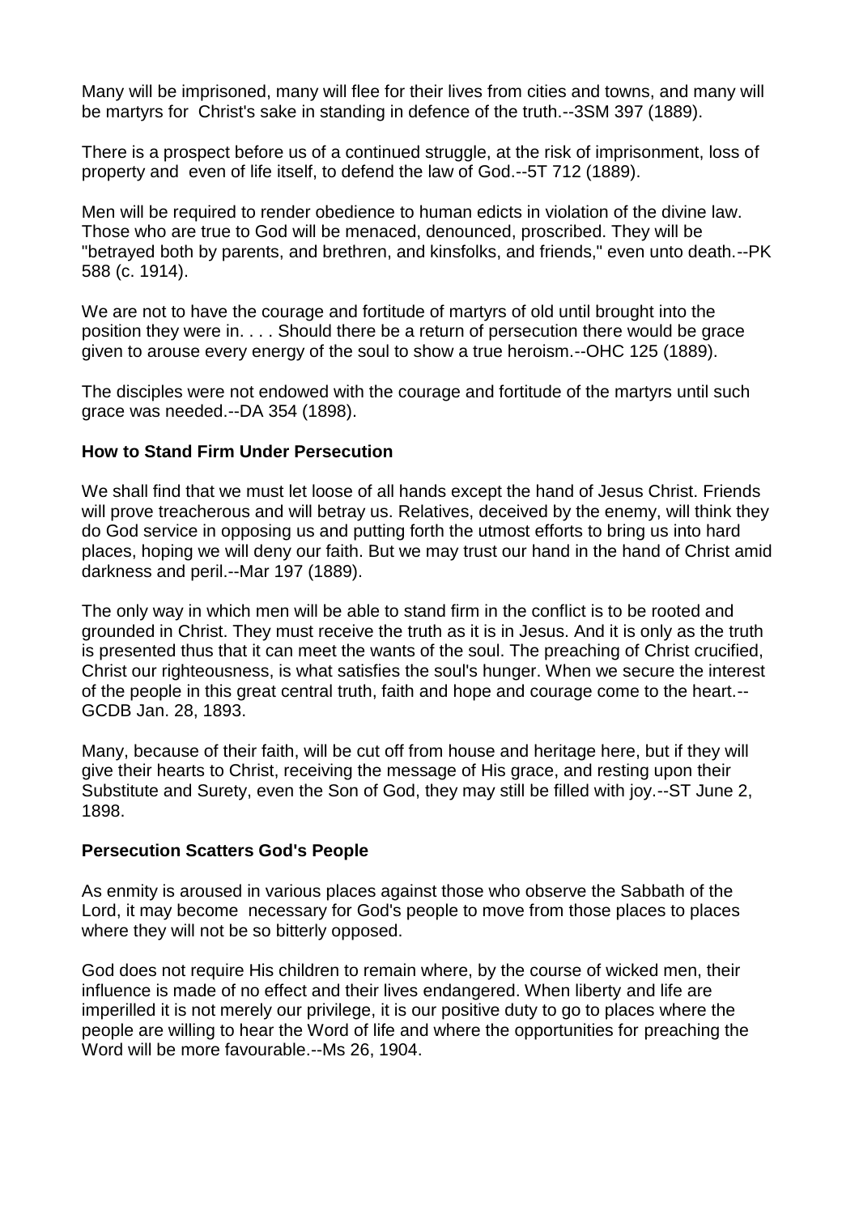Many will be imprisoned, many will flee for their lives from cities and towns, and many will be martyrs for Christ's sake in standing in defence of the truth.--3SM 397 (1889).

There is a prospect before us of a continued struggle, at the risk of imprisonment, loss of property and even of life itself, to defend the law of God.--5T 712 (1889).

Men will be required to render obedience to human edicts in violation of the divine law. Those who are true to God will be menaced, denounced, proscribed. They will be "betrayed both by parents, and brethren, and kinsfolks, and friends," even unto death.--PK 588 (c. 1914).

We are not to have the courage and fortitude of martyrs of old until brought into the position they were in. . . . Should there be a return of persecution there would be grace given to arouse every energy of the soul to show a true heroism.--OHC 125 (1889).

The disciples were not endowed with the courage and fortitude of the martyrs until such grace was needed.--DA 354 (1898).

### How to Stand Firm Under Persecution

We shall find that we must let loose of all hands except the hand of Jesus Christ. Friends will prove treacherous and will betray us. Relatives, deceived by the enemy, will think they do God service in opposing us and putting forth the utmost efforts to bring us into hard places, hoping we will deny our faith. But we may trust our hand in the hand of Christ amid darkness and peril.--Mar 197 (1889).

The only way in which men will be able to stand firm in the conflict is to be rooted and grounded in Christ. They must receive the truth as it is in Jesus. And it is only as the truth is presented thus that it can meet the wants of the soul. The preaching of Christ crucified, Christ our righteousness, is what satisfies the soul's hunger. When we secure the interest of the people in this great central truth, faith and hope and courage come to the heart.--GCDB Jan. 28, 1893.

Many, because of their faith, will be cut off from house and heritage here, but if they will give their hearts to Christ, receiving the message of His grace, and resting upon their Substitute and Surety, even the Son of God, they may still be filled with joy.--ST June 2, 1898.

### Persecution Scatters God's People

As enmity is aroused in various places against those who observe the Sabbath of the Lord, it may become necessary for God's people to move from those places to places where they will not be so bitterly opposed.

God does not require His children to remain where, by the course of wicked men, their influence is made of no effect and their lives endangered. When liberty and life are imperilled it is not merely our privilege, it is our positive duty to go to places where the people are willing to hear the Word of life and where the opportunities for preaching the Word will be more favourable.--Ms 26, 1904.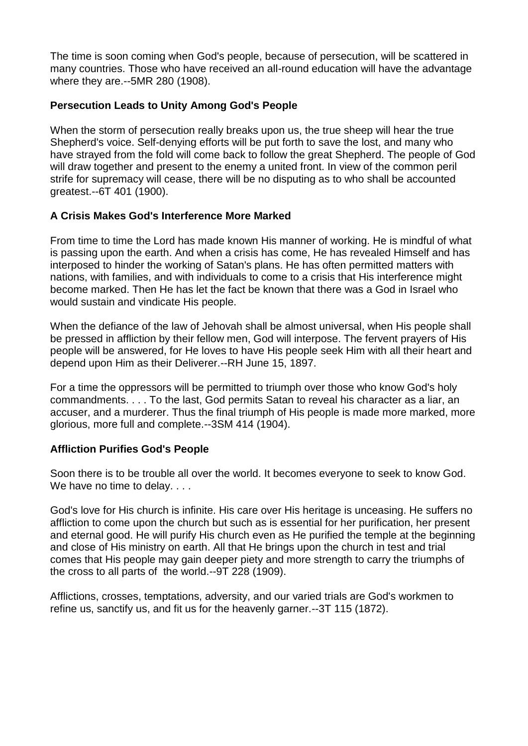The time is soon coming when God's people, because of persecution, will be scattered in many countries. Those who have received an all-round education will have the advantage where they are.--5MR 280 (1908).

**Persecution Leads to Unity Among God's People**

When the storm of persecution really breaks upon us, the true sheep will hear the true Shepherd's voice. Self-denying efforts will be put forth to save the lost, and many who have strayed from the fold will come back to follow the great Shepherd. The people of God will draw together and present to the enemy a united front. In view of the common peril strife for supremacy will cease, there will be no disputing as to who shall be accounted greatest.--6T 401 (1900).

**A Crisis Makes God's Interference More Marked**

From time to time the Lord has made known His manner of working. He is mindful of what is passing upon the earth. And when a crisis has come, He has revealed Himself and has interposed to hinder the working of Satan's plans. He has often permitted matters with nations, with families, and with individuals to come to a crisis that His interference might become marked. Then He has let the fact be known that there was a God in Israel who would sustain and vindicate His people.

When the defiance of the law of Jehovah shall be almost universal, when His people shall be pressed in affliction by their fellow men, God will interpose. The fervent prayers of His people will be answered, for He loves to have His people seek Him with all their heart and depend upon Him as their Deliverer.--RH June 15, 1897.

For a time the oppressors will be permitted to triumph over those who know God's holy commandments. . . . To the last, God permits Satan to reveal his character as a liar, an accuser, and a murderer. Thus the final triumph of His people is made more marked, more glorious, more full and complete.--3SM 414 (1904).

**Affliction Purifies God's People**

Soon there is to be trouble all over the world. It becomes everyone to seek to know God. We have no time to delay. . . .

God's love for His church is infinite. His care over His heritage is unceasing. He suffers no affliction to come upon the church but such as is essential for her purification, her present and eternal good. He will purify His church even as He purified the temple at the beginning and close of His ministry on earth. All that He brings upon the church in test and trial comes that His people may gain deeper piety and more strength to carry the triumphs of the cross to all parts of the world.--9T 228 (1909).

Afflictions, crosses, temptations, adversity, and our varied trials are God's workmen to refine us, sanctify us, and fit us for the heavenly garner.--3T 115 (1872).